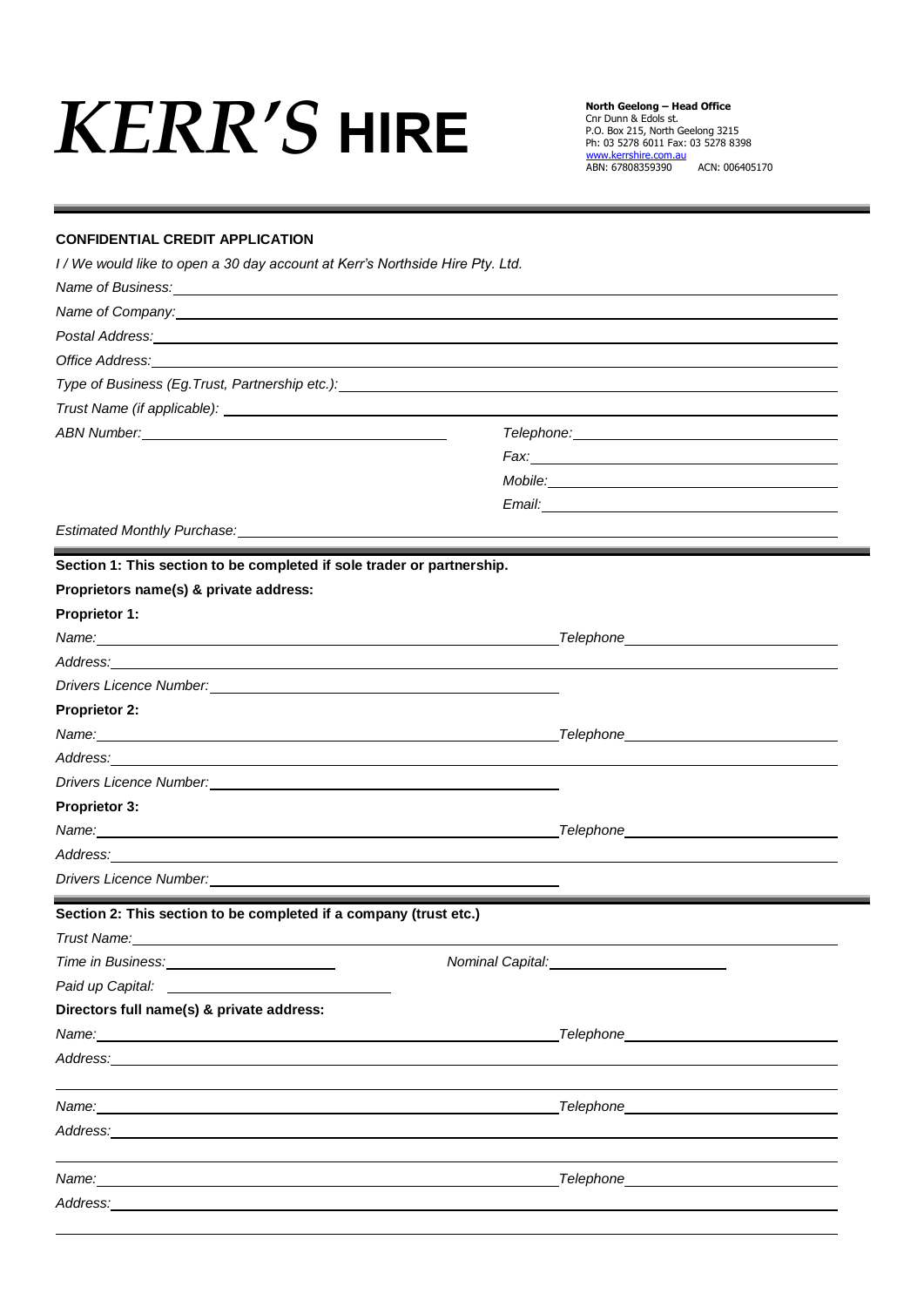# *KERR'S* HIRE

**North Geelong – Head Office**
Cnr Dunn & Edols st.
P.O. Box 215, North Geelong 3215
Ph: 03 5278 6011 Fax: 03 5278 8398
www.kerrshire.com.au
ABN: 67808359390 ACN: 006405170

---

**CONFIDENTIAL CREDIT APPLICATION**

*I / We would like to open a 30 day account at Kerr's Northside Hire Pty. Ltd.*

*Name of Business:* ______________________________

*Name of Company:* ______________________________

*Postal Address:* ______________________________

*Office Address:* ______________________________

*Type of Business (Eg.Trust, Partnership etc.):* ______________________________

*Trust Name (if applicable):* ______________________________

*ABN Number:* ______________________________

*Telephone:* ______________________________

*Fax:* ______________________________

*Mobile:* ______________________________

*Email:* ______________________________

*Estimated Monthly Purchase:* ______________________________

---

**Section 1: This section to be completed if sole trader or partnership.**

**Proprietors name(s) & private address:**

**Proprietor 1:**

*Name:* ______________________________ *Telephone* ______________________________

*Address:* ______________________________

*Drivers Licence Number:* ______________________________

**Proprietor 2:**

*Name:* ______________________________ *Telephone* ______________________________

*Address:* ______________________________

*Drivers Licence Number:* ______________________________

**Proprietor 3:**

*Name:* ______________________________ *Telephone* ______________________________

*Address:* ______________________________

*Drivers Licence Number:* ______________________________

---

**Section 2: This section to be completed if a company (trust etc.)**

*Trust Name:* ______________________________

*Time in Business:* ______________________________ *Nominal Capital:* ______________________________

*Paid up Capital:* ______________________________

**Directors full name(s) & private address:**

*Name:* ______________________________ *Telephone* ______________________________

*Address:* ______________________________

______________________________

*Name:* ______________________________ *Telephone* ______________________________

*Address:* ______________________________

______________________________

*Name:* ______________________________ *Telephone* ______________________________

*Address:* ______________________________

______________________________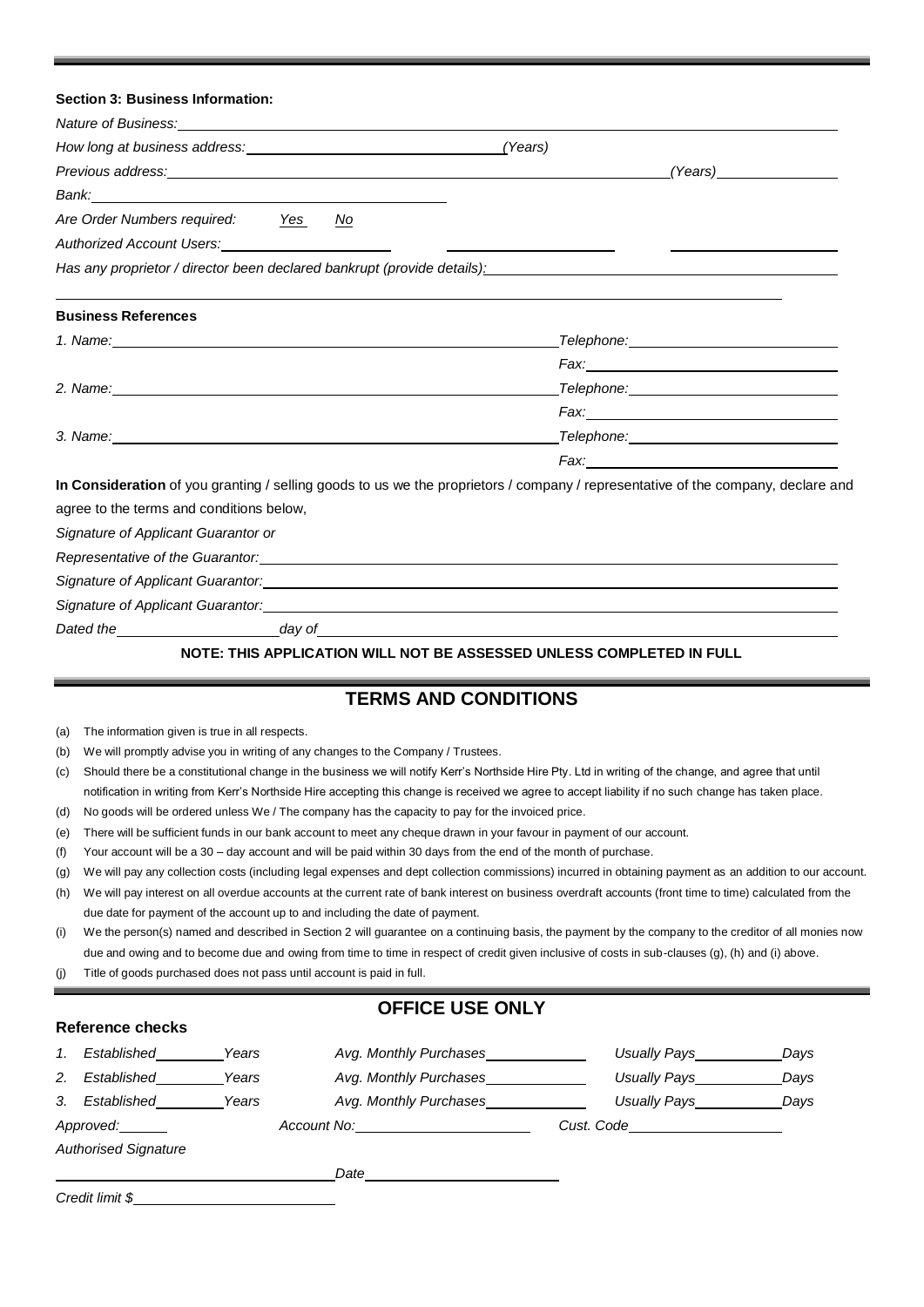**Section 3: Business Information:**

*Nature of Business:* ______________________________

*How long at business address:* ______________ *(Years)*

*Previous address:* ______________________________ *(Years)* ______________

*Bank:* ______________________________

*Are Order Numbers required:* *Yes* *No*

*Authorized Account Users:* ______________ ______________ ______________

*Has any proprietor / director been declared bankrupt (provide details):* ______________________________

______________________________

**Business References**

*1. Name:* ______________________________ *Telephone:* ______________

*Fax:* ______________

*2. Name:* ______________________________ *Telephone:* ______________

*Fax:* ______________

*3. Name:* ______________________________ *Telephone:* ______________

*Fax:* ______________

**In Consideration** of you granting / selling goods to us we the proprietors / company / representative of the company, declare and agree to the terms and conditions below,

*Signature of Applicant Guarantor or*

*Representative of the Guarantor:* ______________________________

*Signature of Applicant Guarantor:* ______________________________

*Signature of Applicant Guarantor:* ______________________________

*Dated the* ______________ *day of* ______________________________

**NOTE: THIS APPLICATION WILL NOT BE ASSESSED UNLESS COMPLETED IN FULL**

## TERMS AND CONDITIONS

(a) The information given is true in all respects.

(b) We will promptly advise you in writing of any changes to the Company / Trustees.

(c) Should there be a constitutional change in the business we will notify Kerr's Northside Hire Pty. Ltd in writing of the change, and agree that until notification in writing from Kerr's Northside Hire accepting this change is received we agree to accept liability if no such change has taken place.

(d) No goods will be ordered unless We / The company has the capacity to pay for the invoiced price.

(e) There will be sufficient funds in our bank account to meet any cheque drawn in your favour in payment of our account.

(f) Your account will be a 30 – day account and will be paid within 30 days from the end of the month of purchase.

(g) We will pay any collection costs (including legal expenses and dept collection commissions) incurred in obtaining payment as an addition to our account.

(h) We will pay interest on all overdue accounts at the current rate of bank interest on business overdraft accounts (front time to time) calculated from the due date for payment of the account up to and including the date of payment.

(i) We the person(s) named and described in Section 2 will guarantee on a continuing basis, the payment by the company to the creditor of all monies now due and owing and to become due and owing from time to time in respect of credit given inclusive of costs in sub-clauses (g), (h) and (i) above.

(j) Title of goods purchased does not pass until account is paid in full.

## OFFICE USE ONLY

**Reference checks**

*1. Established* ______ *Years* *Avg. Monthly Purchases* ______________ *Usually Pays* ______ *Days*

*2. Established* ______ *Years* *Avg. Monthly Purchases* ______________ *Usually Pays* ______ *Days*

*3. Established* ______ *Years* *Avg. Monthly Purchases* ______________ *Usually Pays* ______ *Days*

*Approved:* ______ *Account No:* ______________ *Cust. Code* ______________

*Authorised Signature*

______________________________ *Date* ______________

*Credit limit $* ______________